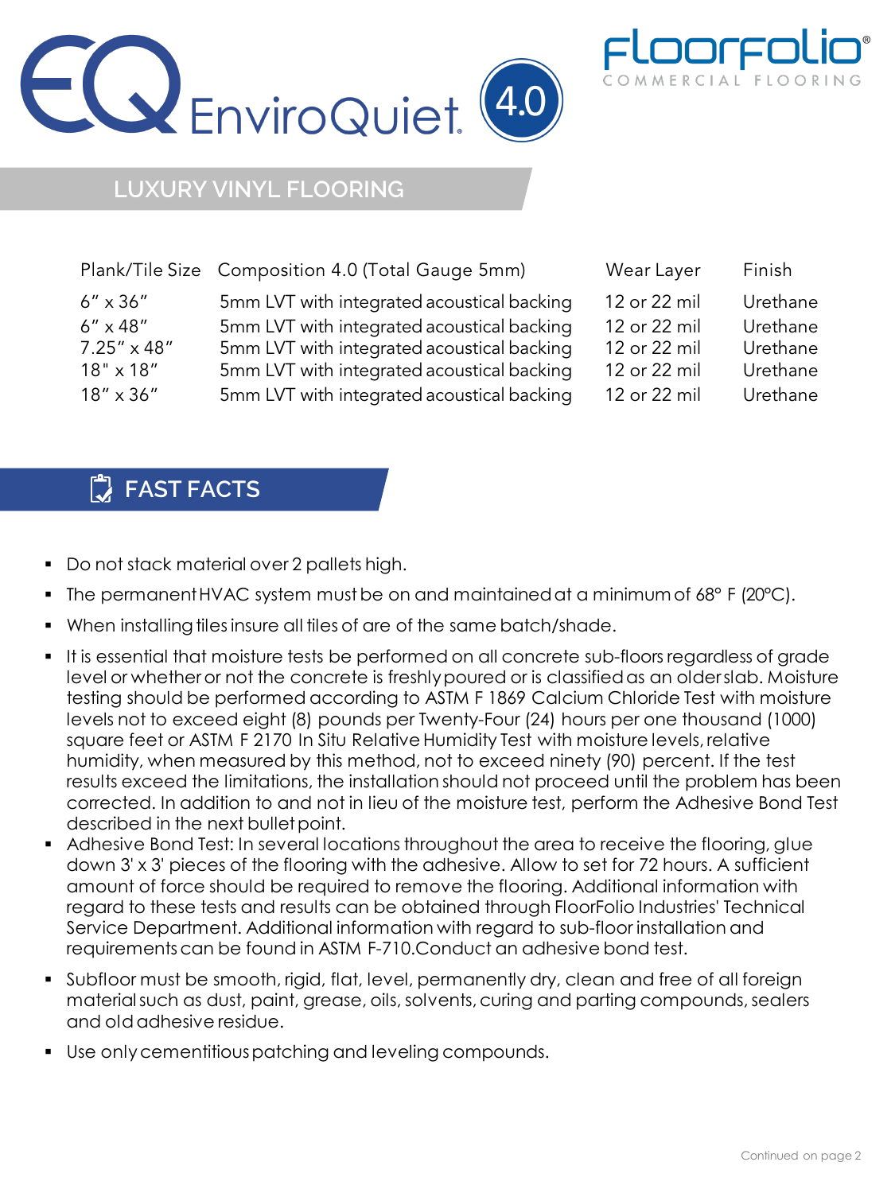# EQ EnviroQuiet 4.0

FloorFolio COMMERCIAL FLOORING

## LUXURY VINYL FLOORING

| Plank/Tile Size | Composition 4.0 (Total Gauge 5mm) | Wear Layer | Finish |
|---|---|---|---|
| 6" x 36" | 5mm LVT with integrated acoustical backing | 12 or 22 mil | Urethane |
| 6" x 48" | 5mm LVT with integrated acoustical backing | 12 or 22 mil | Urethane |
| 7.25" x 48" | 5mm LVT with integrated acoustical backing | 12 or 22 mil | Urethane |
| 18" x 18" | 5mm LVT with integrated acoustical backing | 12 or 22 mil | Urethane |
| 18" x 36" | 5mm LVT with integrated acoustical backing | 12 or 22 mil | Urethane |

## FAST FACTS

- Do not stack material over 2 pallets high.
- The permanent HVAC system must be on and maintained at a minimum of 68° F (20°C).
- When installing tiles insure all tiles of are of the same batch/shade.
- It is essential that moisture tests be performed on all concrete sub-floors regardless of grade level or whether or not the concrete is freshly poured or is classified as an older slab. Moisture testing should be performed according to ASTM F 1869 Calcium Chloride Test with moisture levels not to exceed eight (8) pounds per Twenty-Four (24) hours per one thousand (1000) square feet or ASTM F 2170 In Situ Relative Humidity Test with moisture levels, relative humidity, when measured by this method, not to exceed ninety (90) percent. If the test results exceed the limitations, the installation should not proceed until the problem has been corrected. In addition to and not in lieu of the moisture test, perform the Adhesive Bond Test described in the next bullet point.
- Adhesive Bond Test: In several locations throughout the area to receive the flooring, glue down 3' x 3' pieces of the flooring with the adhesive. Allow to set for 72 hours. A sufficient amount of force should be required to remove the flooring. Additional information with regard to these tests and results can be obtained through FloorFolio Industries' Technical Service Department. Additional information with regard to sub-floor installation and requirements can be found in ASTM F-710.Conduct an adhesive bond test.
- Subfloor must be smooth, rigid, flat, level, permanently dry, clean and free of all foreign material such as dust, paint, grease, oils, solvents, curing and parting compounds, sealers and old adhesive residue.
- Use only cementitious patching and leveling compounds.

Continued on page 2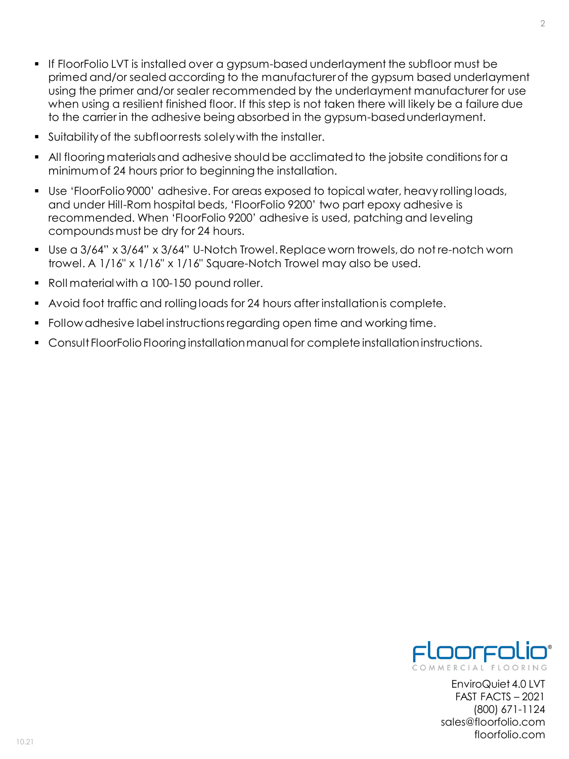- If FloorFolio LVT is installed over a gypsum-based underlayment the subfloor must be primed and/or sealed according to the manufacturer of the gypsum based underlayment using the primer and/or sealer recommended by the underlayment manufacturer for use when using a resilient finished floor. If this step is not taken there will likely be a failure due to the carrier in the adhesive being absorbed in the gypsum-based underlayment.
- Suitability of the subfloor rests solely with the installer.
- All flooring materials and adhesive should be acclimated to the jobsite conditions for a minimum of 24 hours prior to beginning the installation.
- Use 'FloorFolio 9000' adhesive. For areas exposed to topical water, heavy rolling loads, and under Hill-Rom hospital beds, 'FloorFolio 9200' two part epoxy adhesive is recommended. When 'FloorFolio 9200' adhesive is used, patching and leveling compounds must be dry for 24 hours.
- Use a 3/64" x 3/64" x 3/64" U-Notch Trowel. Replace worn trowels, do not re-notch worn trowel. A 1/16" x 1/16" x 1/16" Square-Notch Trowel may also be used.
- Roll material with a 100-150 pound roller.
- Avoid foot traffic and rolling loads for 24 hours after installation is complete.
- Follow adhesive label instructions regarding open time and working time.
- Consult FloorFolio Flooring installation manual for complete installation instructions.

FloorFolio®
COMMERCIAL FLOORING

EnviroQuiet 4.0 LVT
FAST FACTS – 2021
(800) 671-1124
sales@floorfolio.com
floorfolio.com

10.21